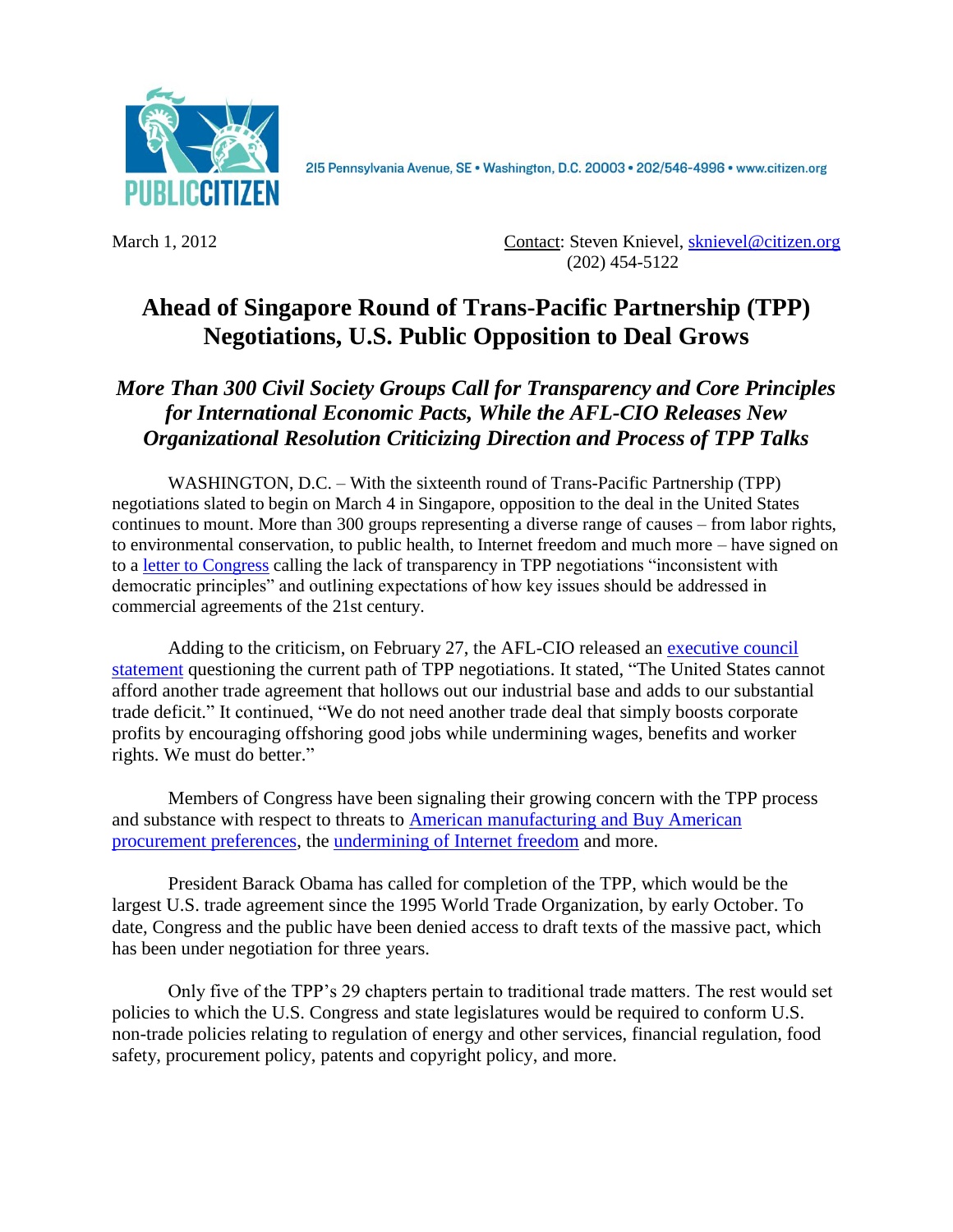PUBLIC CITIZEN

215 Pennsylvania Avenue, SE • Washington, D.C. 20003 • 202/546-4996 • www.citizen.org

March 1, 2012

Contact: Steven Knievel, sknievel@citizen.org
(202) 454-5122

# Ahead of Singapore Round of Trans-Pacific Partnership (TPP) Negotiations, U.S. Public Opposition to Deal Grows

## *More Than 300 Civil Society Groups Call for Transparency and Core Principles for International Economic Pacts, While the AFL-CIO Releases New Organizational Resolution Criticizing Direction and Process of TPP Talks*

WASHINGTON, D.C. – With the sixteenth round of Trans-Pacific Partnership (TPP) negotiations slated to begin on March 4 in Singapore, opposition to the deal in the United States continues to mount. More than 300 groups representing a diverse range of causes – from labor rights, to environmental conservation, to public health, to Internet freedom and much more – have signed on to a letter to Congress calling the lack of transparency in TPP negotiations "inconsistent with democratic principles" and outlining expectations of how key issues should be addressed in commercial agreements of the 21st century.

Adding to the criticism, on February 27, the AFL-CIO released an executive council statement questioning the current path of TPP negotiations. It stated, "The United States cannot afford another trade agreement that hollows out our industrial base and adds to our substantial trade deficit." It continued, "We do not need another trade deal that simply boosts corporate profits by encouraging offshoring good jobs while undermining wages, benefits and worker rights. We must do better."

Members of Congress have been signaling their growing concern with the TPP process and substance with respect to threats to American manufacturing and Buy American procurement preferences, the undermining of Internet freedom and more.

President Barack Obama has called for completion of the TPP, which would be the largest U.S. trade agreement since the 1995 World Trade Organization, by early October. To date, Congress and the public have been denied access to draft texts of the massive pact, which has been under negotiation for three years.

Only five of the TPP's 29 chapters pertain to traditional trade matters. The rest would set policies to which the U.S. Congress and state legislatures would be required to conform U.S. non-trade policies relating to regulation of energy and other services, financial regulation, food safety, procurement policy, patents and copyright policy, and more.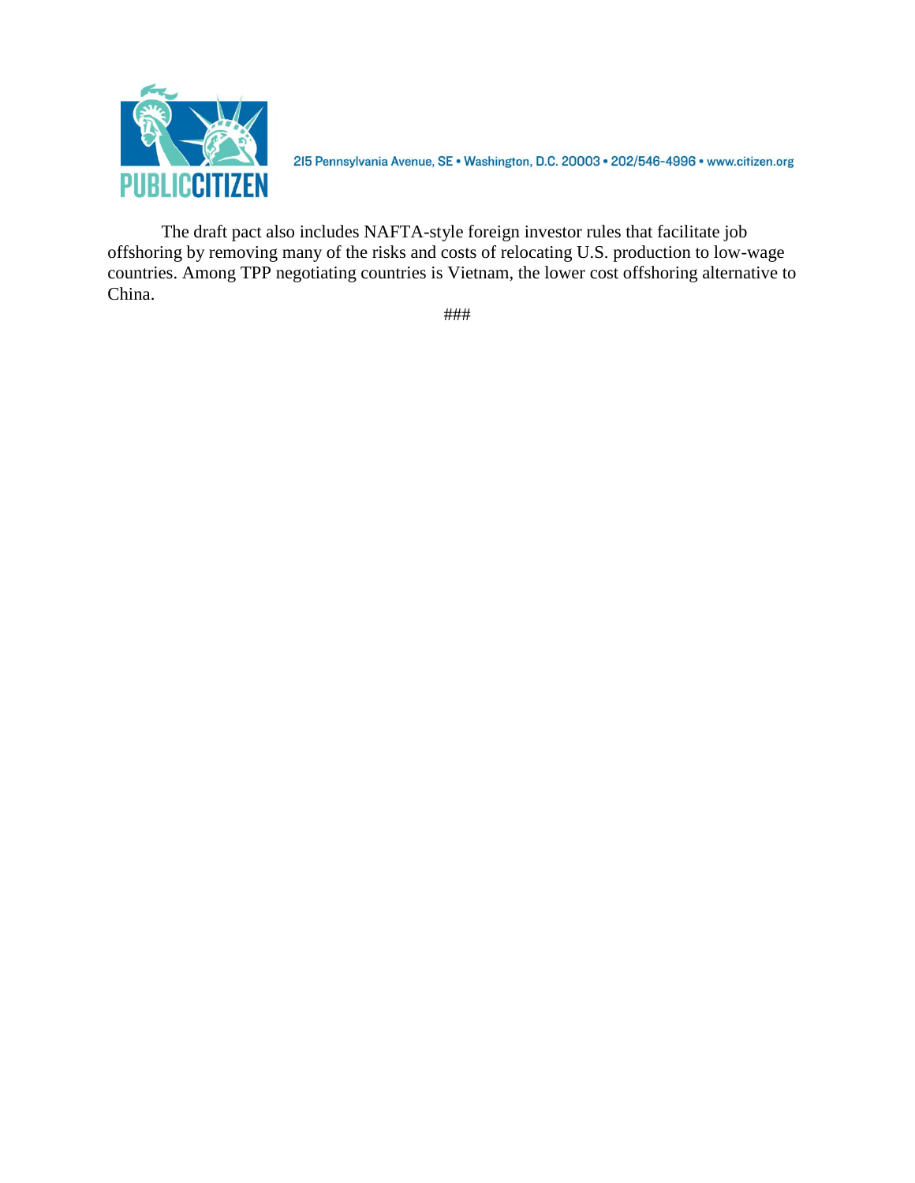The draft pact also includes NAFTA-style foreign investor rules that facilitate job offshoring by removing many of the risks and costs of relocating U.S. production to low-wage countries. Among TPP negotiating countries is Vietnam, the lower cost offshoring alternative to China.

###